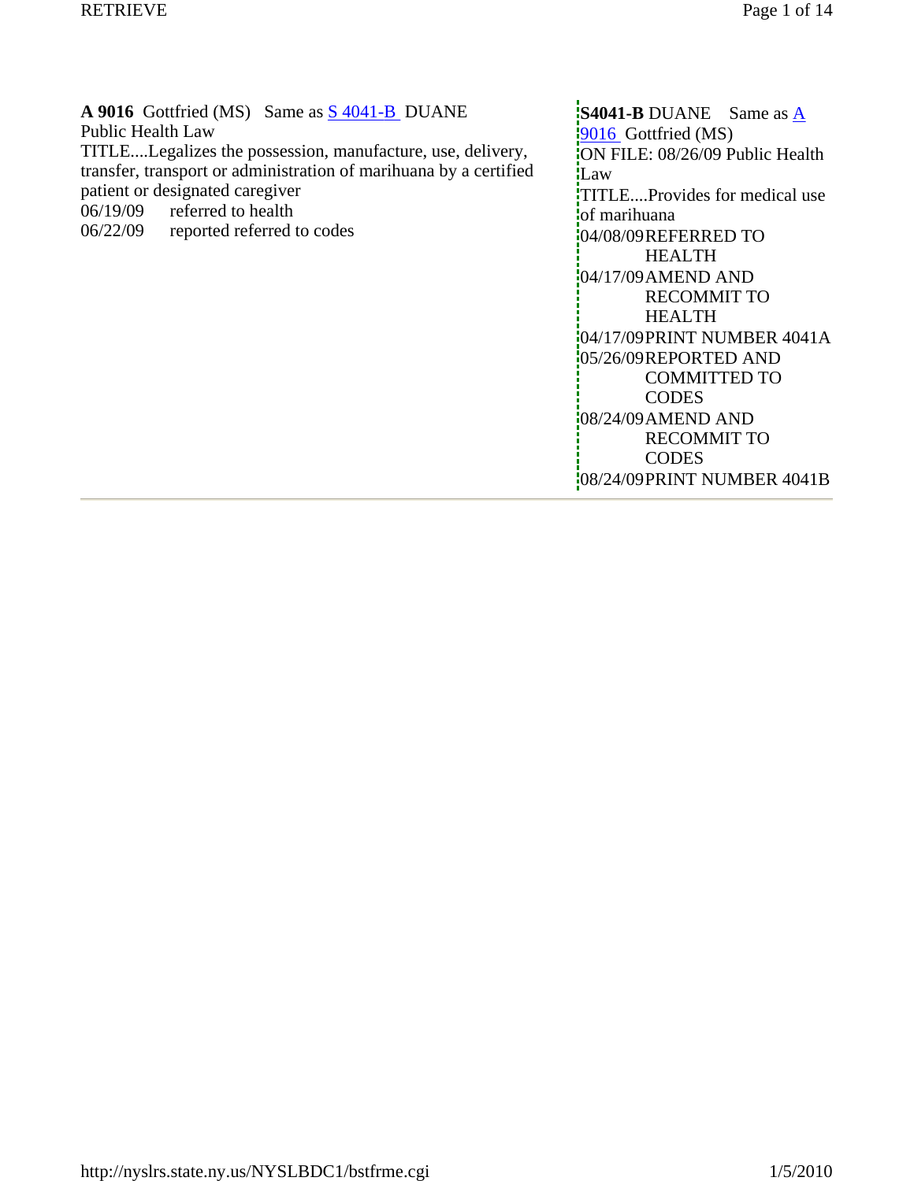**A 9016** Gottfried (MS) Same as S 4041-B DUANE
Public Health Law
TITLE....Legalizes the possession, manufacture, use, delivery, transfer, transport or administration of marihuana by a certified patient or designated caregiver

| | |
|---|---|
| 06/19/09 | referred to health |
| 06/22/09 | reported referred to codes |

**S4041-B** DUANE Same as A 9016 Gottfried (MS)
ON FILE: 08/26/09 Public Health Law
TITLE....Provides for medical use of marihuana

| | |
|---|---|
| 04/08/09 | REFERRED TO HEALTH |
| 04/17/09 | AMEND AND RECOMMIT TO HEALTH |
| 04/17/09 | PRINT NUMBER 4041A |
| 05/26/09 | REPORTED AND COMMITTED TO CODES |
| 08/24/09 | AMEND AND RECOMMIT TO CODES |
| 08/24/09 | PRINT NUMBER 4041B |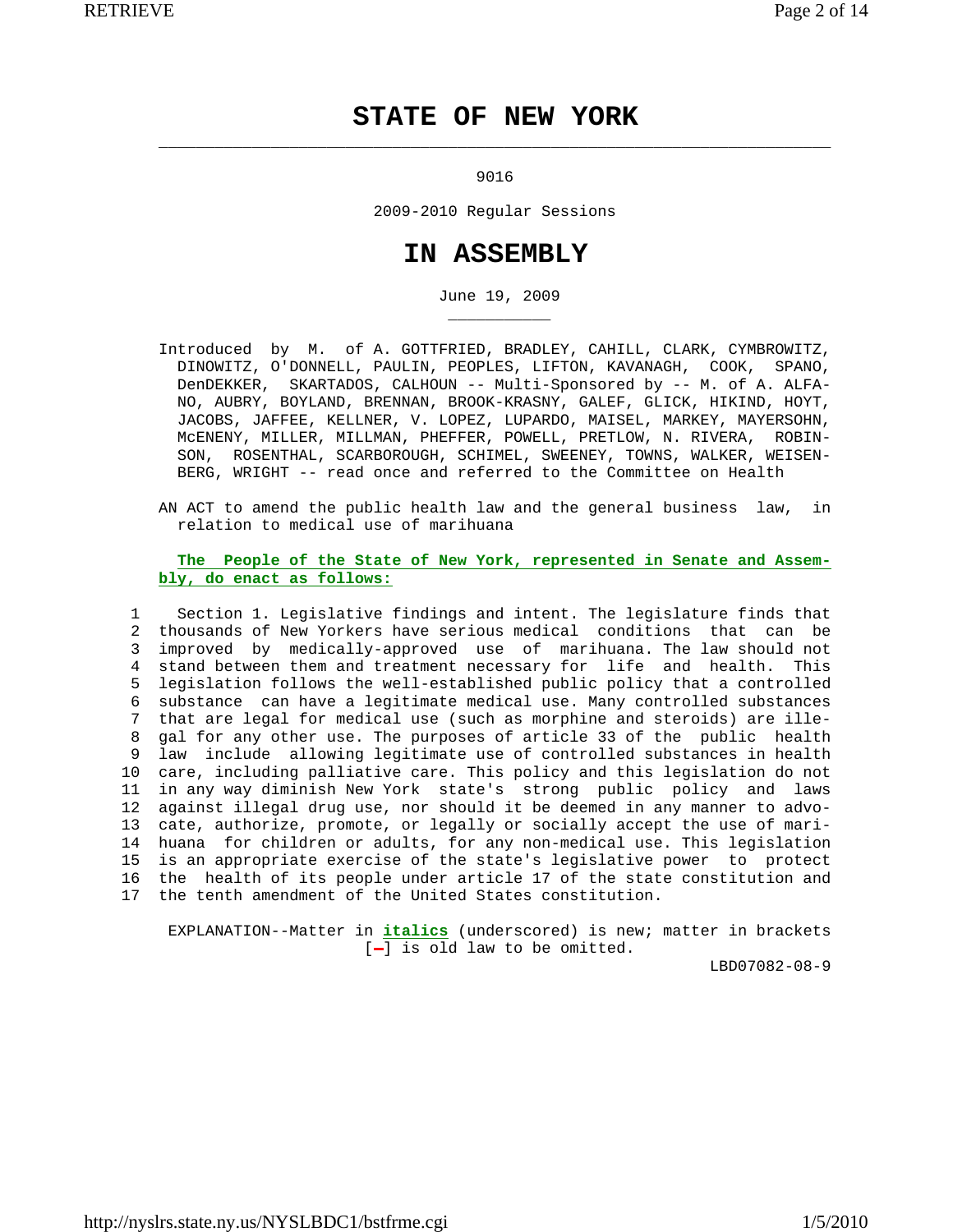# STATE OF NEW YORK

9016

2009-2010 Regular Sessions

# IN ASSEMBLY

June 19, 2009

Introduced by M. of A. GOTTFRIED, BRADLEY, CAHILL, CLARK, CYMBROWITZ, DINOWITZ, O'DONNELL, PAULIN, PEOPLES, LIFTON, KAVANAGH, COOK, SPANO, DenDEKKER, SKARTADOS, CALHOUN -- Multi-Sponsored by -- M. of A. ALFANO, AUBRY, BOYLAND, BRENNAN, BROOK-KRASNY, GALEF, GLICK, HIKIND, HOYT, JACOBS, JAFFEE, KELLNER, V. LOPEZ, LUPARDO, MAISEL, MARKEY, MAYERSOHN, McENENY, MILLER, MILLMAN, PHEFFER, POWELL, PRETLOW, N. RIVERA, ROBINSON, ROSENTHAL, SCARBOROUGH, SCHIMEL, SWEENEY, TOWNS, WALKER, WEISENBERG, WRIGHT -- read once and referred to the Committee on Health

AN ACT to amend the public health law and the general business law, in relation to medical use of marihuana

**The People of the State of New York, represented in Senate and Assembly, do enact as follows:**

```
 1    Section 1. Legislative findings and intent. The legislature finds that
 2  thousands of New Yorkers have serious medical  conditions  that  can  be
 3  improved  by  medically-approved  use  of  marihuana. The law should not
 4  stand between them and treatment necessary for  life  and  health.  This
 5  legislation follows the well-established public policy that a controlled
 6  substance  can have a legitimate medical use. Many controlled substances
 7  that are legal for medical use (such as morphine and steroids) are ille-
 8  gal for any other use. The purposes of article 33 of the  public  health
 9  law  include  allowing legitimate use of controlled substances in health
10  care, including palliative care. This policy and this legislation do not
11  in any way diminish New York  state's  strong  public  policy  and  laws
12  against illegal drug use, nor should it be deemed in any manner to advo-
13  cate, authorize, promote, or legally or socially accept the use of mari-
14  huana  for children or adults, for any non-medical use. This legislation
15  is an appropriate exercise of the state's legislative power  to  protect
16  the  health of its people under article 17 of the state constitution and
17  the tenth amendment of the United States constitution.
```

EXPLANATION--Matter in ***italics*** (underscored) is new; matter in brackets [-] is old law to be omitted.

LBD07082-08-9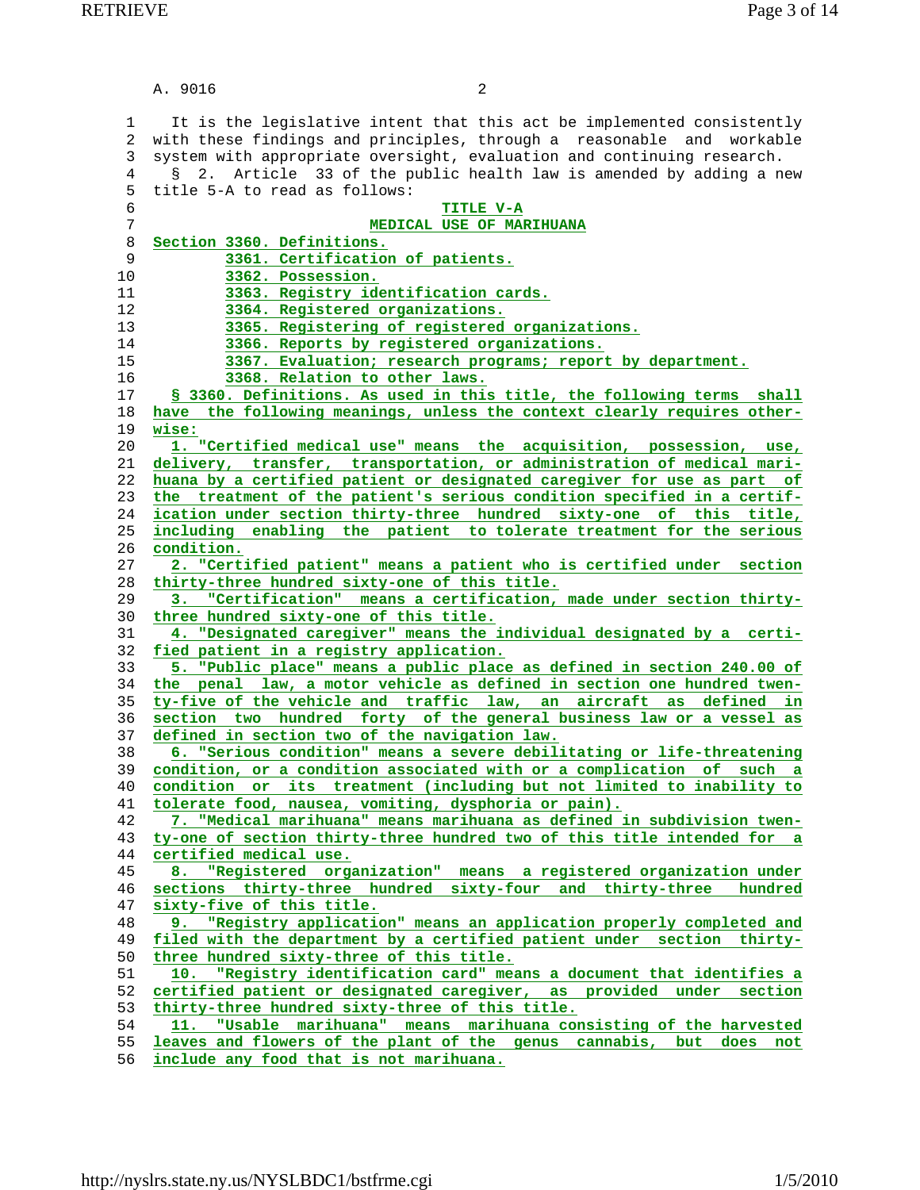A. 9016

It is the legislative intent that this act be implemented consistently with these findings and principles, through a reasonable and workable system with appropriate oversight, evaluation and continuing research.

§ 2. Article 33 of the public health law is amended by adding a new title 5-A to read as follows:

## TITLE V-A
## MEDICAL USE OF MARIHUANA

Section 3360. Definitions.
- 3361. Certification of patients.
- 3362. Possession.
- 3363. Registry identification cards.
- 3364. Registered organizations.
- 3365. Registering of registered organizations.
- 3366. Reports by registered organizations.
- 3367. Evaluation; research programs; report by department.
- 3368. Relation to other laws.

**§ 3360. Definitions.** As used in this title, the following terms shall have the following meanings, unless the context clearly requires otherwise:

1. "Certified medical use" means the acquisition, possession, use, delivery, transfer, transportation, or administration of medical marihuana by a certified patient or designated caregiver for use as part of the treatment of the patient's serious condition specified in a certification under section thirty-three hundred sixty-one of this title, including enabling the patient to tolerate treatment for the serious condition.

2. "Certified patient" means a patient who is certified under section thirty-three hundred sixty-one of this title.

3. "Certification" means a certification, made under section thirty-three hundred sixty-one of this title.

4. "Designated caregiver" means the individual designated by a certified patient in a registry application.

5. "Public place" means a public place as defined in section 240.00 of the penal law, a motor vehicle as defined in section one hundred twenty-five of the vehicle and traffic law, an aircraft as defined in section two hundred forty of the general business law or a vessel as defined in section two of the navigation law.

6. "Serious condition" means a severe debilitating or life-threatening condition, or a condition associated with or a complication of such a condition or its treatment (including but not limited to inability to tolerate food, nausea, vomiting, dysphoria or pain).

7. "Medical marihuana" means marihuana as defined in subdivision twenty-one of section thirty-three hundred two of this title intended for a certified medical use.

8. "Registered organization" means a registered organization under sections thirty-three hundred sixty-four and thirty-three hundred sixty-five of this title.

9. "Registry application" means an application properly completed and filed with the department by a certified patient under section thirty-three hundred sixty-three of this title.

10. "Registry identification card" means a document that identifies a certified patient or designated caregiver, as provided under section thirty-three hundred sixty-three of this title.

11. "Usable marihuana" means marihuana consisting of the harvested leaves and flowers of the plant of the genus cannabis, but does not include any food that is not marihuana.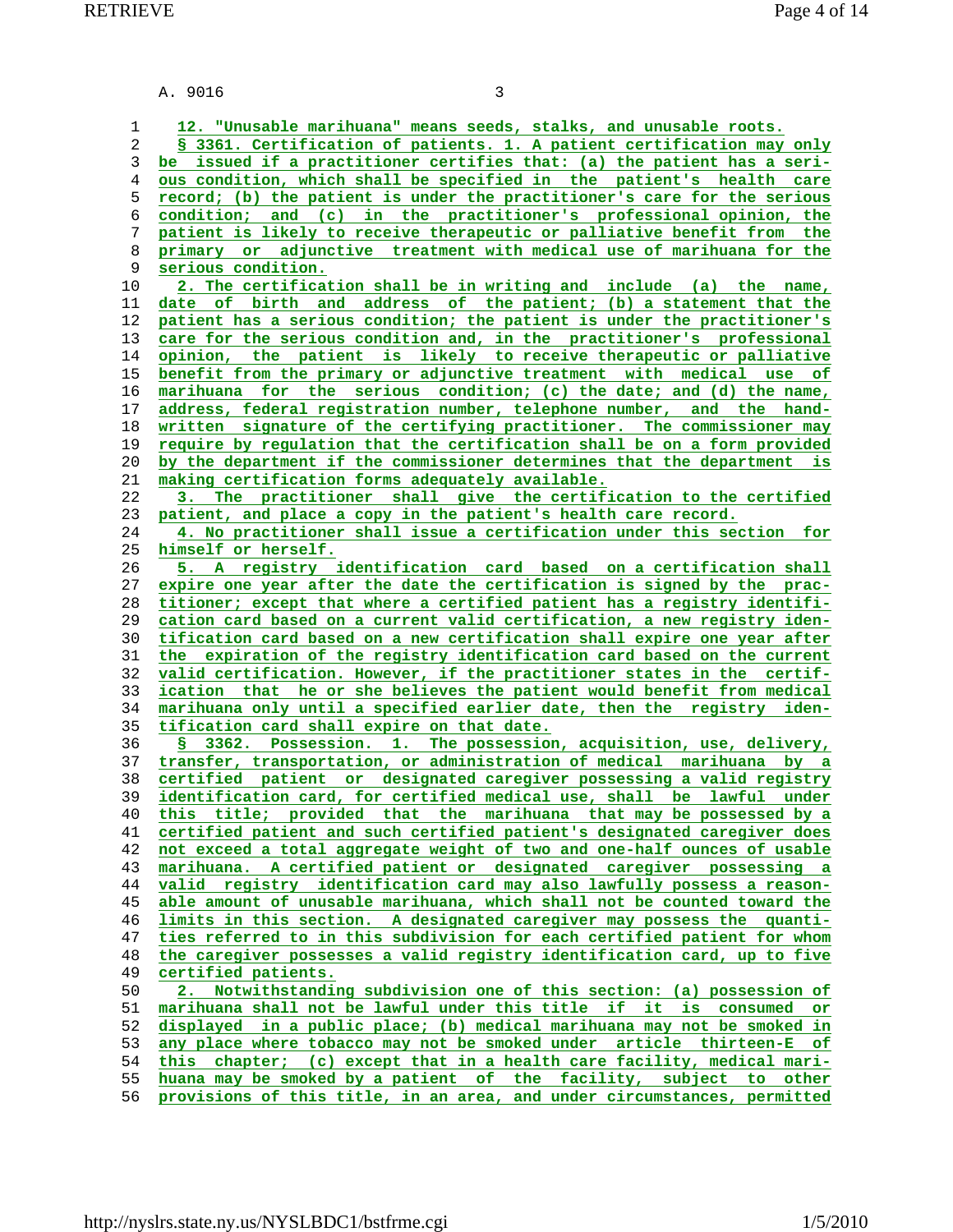A. 9016

12. "Unusable marihuana" means seeds, stalks, and unusable roots.

§ 3361. Certification of patients. 1. A patient certification may only be issued if a practitioner certifies that: (a) the patient has a serious condition, which shall be specified in the patient's health care record; (b) the patient is under the practitioner's care for the serious condition; and (c) in the practitioner's professional opinion, the patient is likely to receive therapeutic or palliative benefit from the primary or adjunctive treatment with medical use of marihuana for the serious condition.

2. The certification shall be in writing and include (a) the name, date of birth and address of the patient; (b) a statement that the patient has a serious condition; the patient is under the practitioner's care for the serious condition and, in the practitioner's professional opinion, the patient is likely to receive therapeutic or palliative benefit from the primary or adjunctive treatment with medical use of marihuana for the serious condition; (c) the date; and (d) the name, address, federal registration number, telephone number, and the handwritten signature of the certifying practitioner. The commissioner may require by regulation that the certification shall be on a form provided by the department if the commissioner determines that the department is making certification forms adequately available.

3. The practitioner shall give the certification to the certified patient, and place a copy in the patient's health care record.

4. No practitioner shall issue a certification under this section for himself or herself.

5. A registry identification card based on a certification shall expire one year after the date the certification is signed by the practitioner; except that where a certified patient has a registry identification card based on a current valid certification, a new registry identification card based on a new certification shall expire one year after the expiration of the registry identification card based on the current valid certification. However, if the practitioner states in the certification that he or she believes the patient would benefit from medical marihuana only until a specified earlier date, then the registry identification card shall expire on that date.

§ 3362. Possession. 1. The possession, acquisition, use, delivery, transfer, transportation, or administration of medical marihuana by a certified patient or designated caregiver possessing a valid registry identification card, for certified medical use, shall be lawful under this title; provided that the marihuana that may be possessed by a certified patient and such certified patient's designated caregiver does not exceed a total aggregate weight of two and one-half ounces of usable marihuana. A certified patient or designated caregiver possessing a valid registry identification card may also lawfully possess a reasonable amount of unusable marihuana, which shall not be counted toward the limits in this section. A designated caregiver may possess the quantities referred to in this subdivision for each certified patient for whom the caregiver possesses a valid registry identification card, up to five certified patients.

2. Notwithstanding subdivision one of this section: (a) possession of marihuana shall not be lawful under this title if it is consumed or displayed in a public place; (b) medical marihuana may not be smoked in any place where tobacco may not be smoked under article thirteen-E of this chapter; (c) except that in a health care facility, medical marihuana may be smoked by a patient of the facility, subject to other provisions of this title, in an area, and under circumstances, permitted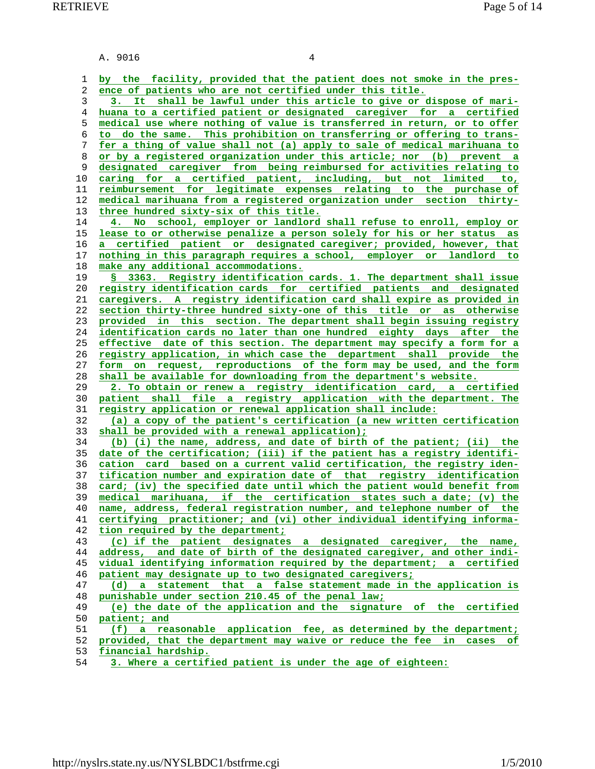A. 9016

by the facility, provided that the patient does not smoke in the presence of patients who are not certified under this title.

3. It shall be lawful under this article to give or dispose of marihuana to a certified patient or designated caregiver for a certified medical use where nothing of value is transferred in return, or to offer to do the same. This prohibition on transferring or offering to transfer a thing of value shall not (a) apply to sale of medical marihuana to or by a registered organization under this article; nor (b) prevent a designated caregiver from being reimbursed for activities relating to caring for a certified patient, including, but not limited to, reimbursement for legitimate expenses relating to the purchase of medical marihuana from a registered organization under section thirty-three hundred sixty-six of this title.

4. No school, employer or landlord shall refuse to enroll, employ or lease to or otherwise penalize a person solely for his or her status as a certified patient or designated caregiver; provided, however, that nothing in this paragraph requires a school, employer or landlord to make any additional accommodations.

§ 3363. Registry identification cards. 1. The department shall issue registry identification cards for certified patients and designated caregivers. A registry identification card shall expire as provided in section thirty-three hundred sixty-one of this title or as otherwise provided in this section. The department shall begin issuing registry identification cards no later than one hundred eighty days after the effective date of this section. The department may specify a form for a registry application, in which case the department shall provide the form on request, reproductions of the form may be used, and the form shall be available for downloading from the department's website.

2. To obtain or renew a registry identification card, a certified patient shall file a registry application with the department. The registry application or renewal application shall include:

(a) a copy of the patient's certification (a new written certification shall be provided with a renewal application);

(b) (i) the name, address, and date of birth of the patient; (ii) the date of the certification; (iii) if the patient has a registry identification card based on a current valid certification, the registry identification number and expiration date of that registry identification card; (iv) the specified date until which the patient would benefit from medical marihuana, if the certification states such a date; (v) the name, address, federal registration number, and telephone number of the certifying practitioner; and (vi) other individual identifying information required by the department;

(c) if the patient designates a designated caregiver, the name, address, and date of birth of the designated caregiver, and other individual identifying information required by the department; a certified patient may designate up to two designated caregivers;

(d) a statement that a false statement made in the application is punishable under section 210.45 of the penal law;

(e) the date of the application and the signature of the certified patient; and

(f) a reasonable application fee, as determined by the department; provided, that the department may waive or reduce the fee in cases of financial hardship.

3. Where a certified patient is under the age of eighteen: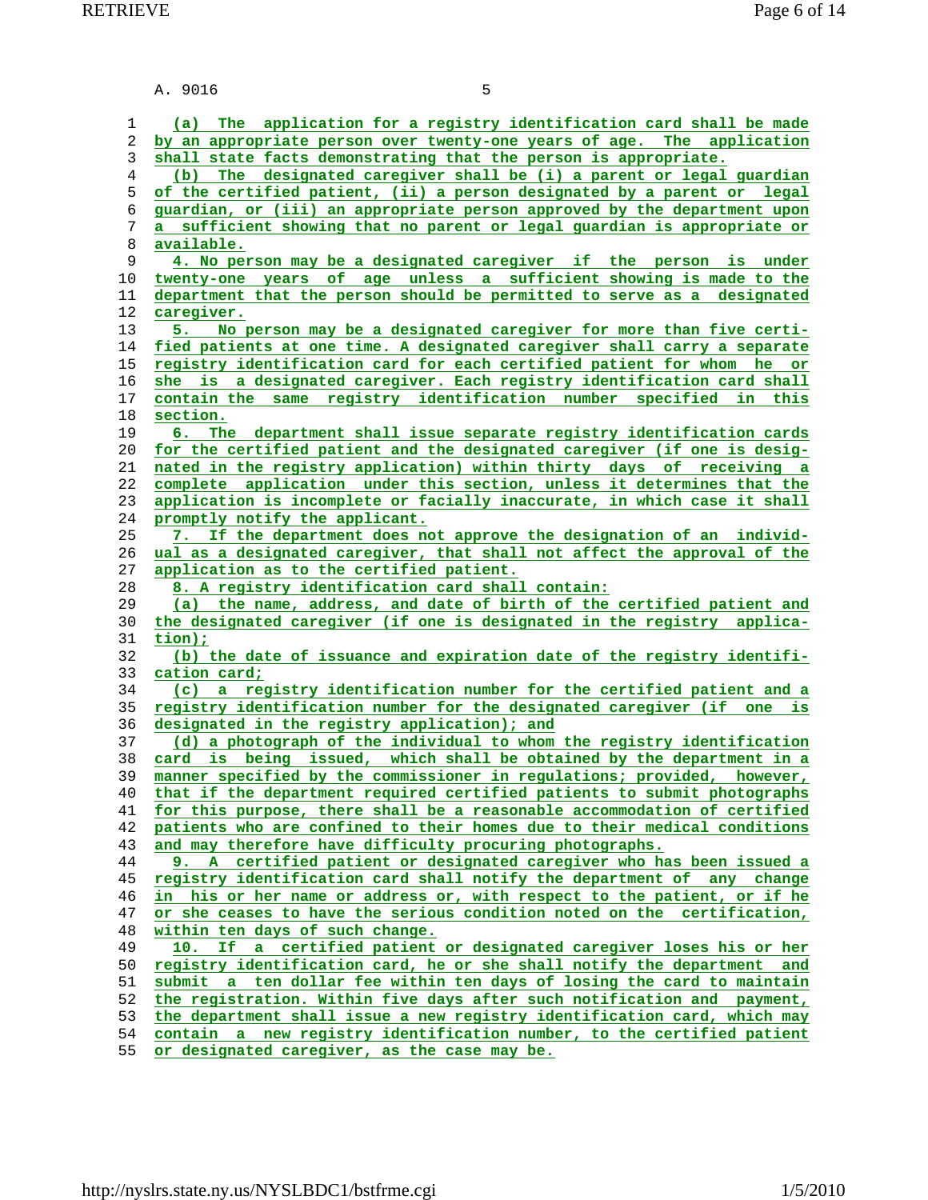A. 9016 5

(a) The application for a registry identification card shall be made by an appropriate person over twenty-one years of age. The application shall state facts demonstrating that the person is appropriate.

(b) The designated caregiver shall be (i) a parent or legal guardian of the certified patient, (ii) a person designated by a parent or legal guardian, or (iii) an appropriate person approved by the department upon a sufficient showing that no parent or legal guardian is appropriate or available.

4. No person may be a designated caregiver if the person is under twenty-one years of age unless a sufficient showing is made to the department that the person should be permitted to serve as a designated caregiver.

5. No person may be a designated caregiver for more than five certified patients at one time. A designated caregiver shall carry a separate registry identification card for each certified patient for whom he or she is a designated caregiver. Each registry identification card shall contain the same registry identification number specified in this section.

6. The department shall issue separate registry identification cards for the certified patient and the designated caregiver (if one is designated in the registry application) within thirty days of receiving a complete application under this section, unless it determines that the application is incomplete or facially inaccurate, in which case it shall promptly notify the applicant.

7. If the department does not approve the designation of an individual as a designated caregiver, that shall not affect the approval of the application as to the certified patient.

8. A registry identification card shall contain:

(a) the name, address, and date of birth of the certified patient and the designated caregiver (if one is designated in the registry application);

(b) the date of issuance and expiration date of the registry identification card;

(c) a registry identification number for the certified patient and a registry identification number for the designated caregiver (if one is designated in the registry application); and

(d) a photograph of the individual to whom the registry identification card is being issued, which shall be obtained by the department in a manner specified by the commissioner in regulations; provided, however, that if the department required certified patients to submit photographs for this purpose, there shall be a reasonable accommodation of certified patients who are confined to their homes due to their medical conditions and may therefore have difficulty procuring photographs.

9. A certified patient or designated caregiver who has been issued a registry identification card shall notify the department of any change in his or her name or address or, with respect to the patient, or if he or she ceases to have the serious condition noted on the certification, within ten days of such change.

10. If a certified patient or designated caregiver loses his or her registry identification card, he or she shall notify the department and submit a ten dollar fee within ten days of losing the card to maintain the registration. Within five days after such notification and payment, the department shall issue a new registry identification card, which may contain a new registry identification number, to the certified patient or designated caregiver, as the case may be.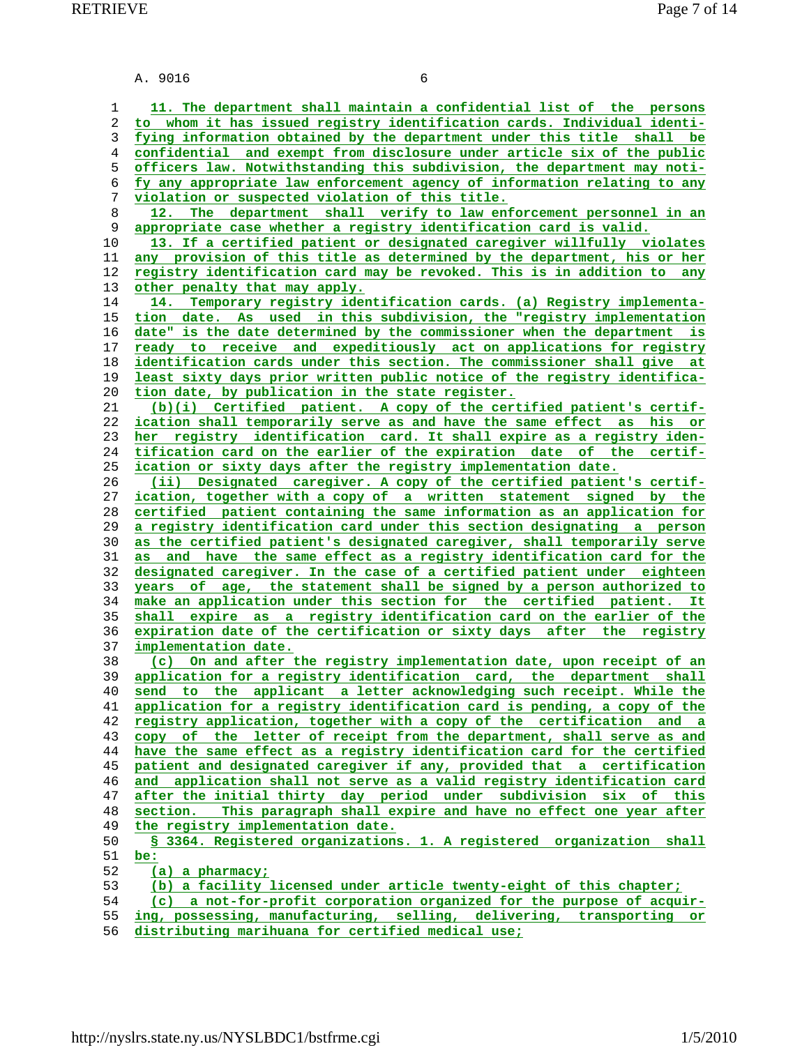A. 9016 6

11. The department shall maintain a confidential list of the persons to whom it has issued registry identification cards. Individual identifying information obtained by the department under this title shall be confidential and exempt from disclosure under article six of the public officers law. Notwithstanding this subdivision, the department may notify any appropriate law enforcement agency of information relating to any violation or suspected violation of this title.

12. The department shall verify to law enforcement personnel in an appropriate case whether a registry identification card is valid.

13. If a certified patient or designated caregiver willfully violates any provision of this title as determined by the department, his or her registry identification card may be revoked. This is in addition to any other penalty that may apply.

14. Temporary registry identification cards. (a) Registry implementation date. As used in this subdivision, the "registry implementation date" is the date determined by the commissioner when the department is ready to receive and expeditiously act on applications for registry identification cards under this section. The commissioner shall give at least sixty days prior written public notice of the registry identification date, by publication in the state register.

(b)(i) Certified patient. A copy of the certified patient's certification shall temporarily serve as and have the same effect as his or her registry identification card. It shall expire as a registry identification card on the earlier of the expiration date of the certification or sixty days after the registry implementation date.

(ii) Designated caregiver. A copy of the certified patient's certification, together with a copy of a written statement signed by the certified patient containing the same information as an application for a registry identification card under this section designating a person as the certified patient's designated caregiver, shall temporarily serve as and have the same effect as a registry identification card for the designated caregiver. In the case of a certified patient under eighteen years of age, the statement shall be signed by a person authorized to make an application under this section for the certified patient. It shall expire as a registry identification card on the earlier of the expiration date of the certification or sixty days after the registry implementation date.

(c) On and after the registry implementation date, upon receipt of an application for a registry identification card, the department shall send to the applicant a letter acknowledging such receipt. While the application for a registry identification card is pending, a copy of the registry application, together with a copy of the certification and a copy of the letter of receipt from the department, shall serve as and have the same effect as a registry identification card for the certified patient and designated caregiver if any, provided that a certification and application shall not serve as a valid registry identification card after the initial thirty day period under subdivision six of this section. This paragraph shall expire and have no effect one year after the registry implementation date.

§ 3364. Registered organizations. 1. A registered organization shall be:

(a) a pharmacy;

(b) a facility licensed under article twenty-eight of this chapter;

(c) a not-for-profit corporation organized for the purpose of acquiring, possessing, manufacturing, selling, delivering, transporting or distributing marihuana for certified medical use;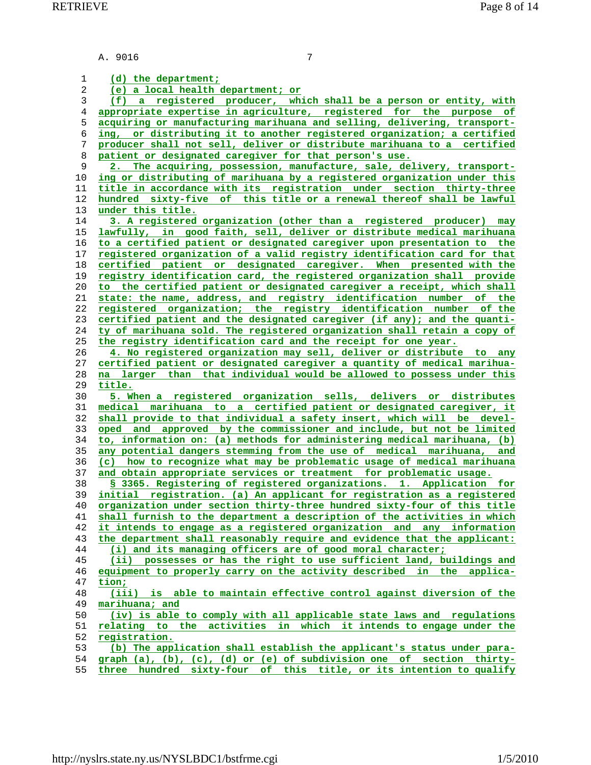A. 9016 7

(d) the department;

(e) a local health department; or

(f) a registered producer, which shall be a person or entity, with appropriate expertise in agriculture, registered for the purpose of acquiring or manufacturing marihuana and selling, delivering, transporting, or distributing it to another registered organization; a certified producer shall not sell, deliver or distribute marihuana to a certified patient or designated caregiver for that person's use.

2. The acquiring, possession, manufacture, sale, delivery, transporting or distributing of marihuana by a registered organization under this title in accordance with its registration under section thirty-three hundred sixty-five of this title or a renewal thereof shall be lawful under this title.

3. A registered organization (other than a registered producer) may lawfully, in good faith, sell, deliver or distribute medical marihuana to a certified patient or designated caregiver upon presentation to the registered organization of a valid registry identification card for that certified patient or designated caregiver. When presented with the registry identification card, the registered organization shall provide to the certified patient or designated caregiver a receipt, which shall state: the name, address, and registry identification number of the registered organization; the registry identification number of the certified patient and the designated caregiver (if any); and the quantity of marihuana sold. The registered organization shall retain a copy of the registry identification card and the receipt for one year.

4. No registered organization may sell, deliver or distribute to any certified patient or designated caregiver a quantity of medical marihuana larger than that individual would be allowed to possess under this title.

5. When a registered organization sells, delivers or distributes medical marihuana to a certified patient or designated caregiver, it shall provide to that individual a safety insert, which will be developed and approved by the commissioner and include, but not be limited to, information on: (a) methods for administering medical marihuana, (b) any potential dangers stemming from the use of medical marihuana, and (c) how to recognize what may be problematic usage of medical marihuana and obtain appropriate services or treatment for problematic usage.

§ 3365. Registering of registered organizations. 1. Application for initial registration. (a) An applicant for registration as a registered organization under section thirty-three hundred sixty-four of this title shall furnish to the department a description of the activities in which it intends to engage as a registered organization and any information the department shall reasonably require and evidence that the applicant:

(i) and its managing officers are of good moral character;

(ii) possesses or has the right to use sufficient land, buildings and equipment to properly carry on the activity described in the application;

(iii) is able to maintain effective control against diversion of the marihuana; and

(iv) is able to comply with all applicable state laws and regulations relating to the activities in which it intends to engage under the registration.

(b) The application shall establish the applicant's status under paragraph (a), (b), (c), (d) or (e) of subdivision one of section thirty-three hundred sixty-four of this title, or its intention to qualify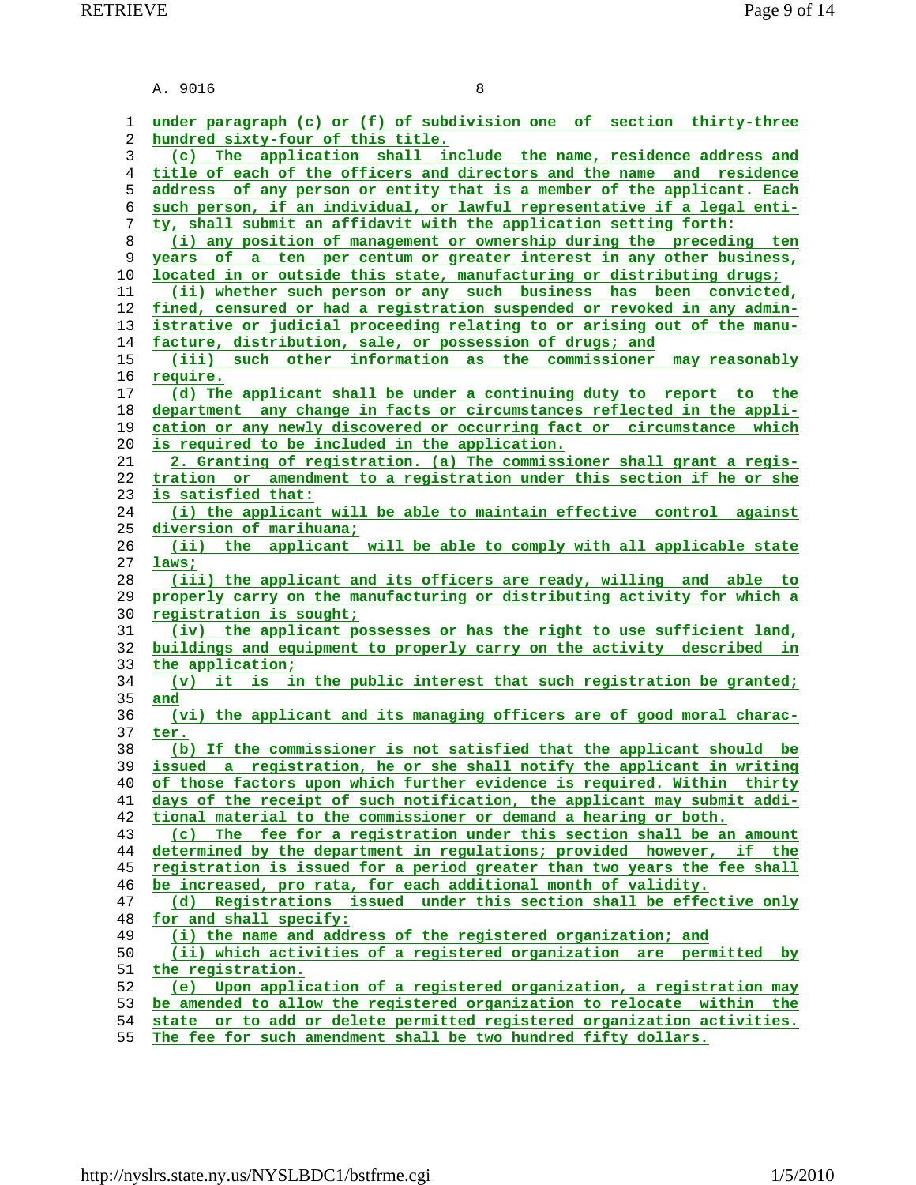A. 9016

under paragraph (c) or (f) of subdivision one of section thirty-three hundred sixty-four of this title.

(c) The application shall include the name, residence address and title of each of the officers and directors and the name and residence address of any person or entity that is a member of the applicant. Each such person, if an individual, or lawful representative if a legal entity, shall submit an affidavit with the application setting forth:

(i) any position of management or ownership during the preceding ten years of a ten per centum or greater interest in any other business, located in or outside this state, manufacturing or distributing drugs;

(ii) whether such person or any such business has been convicted, fined, censured or had a registration suspended or revoked in any administrative or judicial proceeding relating to or arising out of the manufacture, distribution, sale, or possession of drugs; and

(iii) such other information as the commissioner may reasonably require.

(d) The applicant shall be under a continuing duty to report to the department any change in facts or circumstances reflected in the application or any newly discovered or occurring fact or circumstance which is required to be included in the application.

2. Granting of registration. (a) The commissioner shall grant a registration or amendment to a registration under this section if he or she is satisfied that:

(i) the applicant will be able to maintain effective control against diversion of marihuana;

(ii) the applicant will be able to comply with all applicable state laws;

(iii) the applicant and its officers are ready, willing and able to properly carry on the manufacturing or distributing activity for which a registration is sought;

(iv) the applicant possesses or has the right to use sufficient land, buildings and equipment to properly carry on the activity described in the application;

(v) it is in the public interest that such registration be granted; and

(vi) the applicant and its managing officers are of good moral character.

(b) If the commissioner is not satisfied that the applicant should be issued a registration, he or she shall notify the applicant in writing of those factors upon which further evidence is required. Within thirty days of the receipt of such notification, the applicant may submit additional material to the commissioner or demand a hearing or both.

(c) The fee for a registration under this section shall be an amount determined by the department in regulations; provided however, if the registration is issued for a period greater than two years the fee shall be increased, pro rata, for each additional month of validity.

(d) Registrations issued under this section shall be effective only for and shall specify:

(i) the name and address of the registered organization; and

(ii) which activities of a registered organization are permitted by the registration.

(e) Upon application of a registered organization, a registration may be amended to allow the registered organization to relocate within the state or to add or delete permitted registered organization activities. The fee for such amendment shall be two hundred fifty dollars.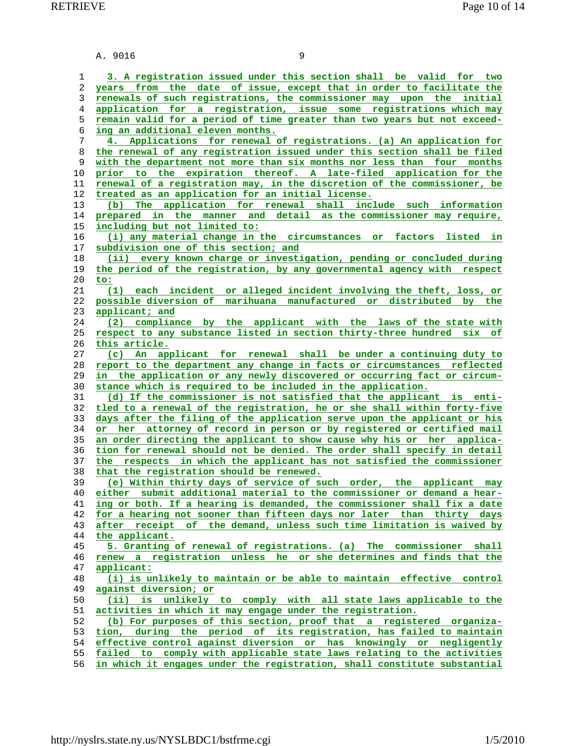A. 9016

3. A registration issued under this section shall be valid for two years from the date of issue, except that in order to facilitate the renewals of such registrations, the commissioner may upon the initial application for a registration, issue some registrations which may remain valid for a period of time greater than two years but not exceeding an additional eleven months.

4. Applications for renewal of registrations. (a) An application for the renewal of any registration issued under this section shall be filed with the department not more than six months nor less than four months prior to the expiration thereof. A late-filed application for the renewal of a registration may, in the discretion of the commissioner, be treated as an application for an initial license.

(b) The application for renewal shall include such information prepared in the manner and detail as the commissioner may require, including but not limited to:

(i) any material change in the circumstances or factors listed in subdivision one of this section; and

(ii) every known charge or investigation, pending or concluded during the period of the registration, by any governmental agency with respect to:

(1) each incident or alleged incident involving the theft, loss, or possible diversion of marihuana manufactured or distributed by the applicant; and

(2) compliance by the applicant with the laws of the state with respect to any substance listed in section thirty-three hundred six of this article.

(c) An applicant for renewal shall be under a continuing duty to report to the department any change in facts or circumstances reflected in the application or any newly discovered or occurring fact or circumstance which is required to be included in the application.

(d) If the commissioner is not satisfied that the applicant is entitled to a renewal of the registration, he or she shall within forty-five days after the filing of the application serve upon the applicant or his or her attorney of record in person or by registered or certified mail an order directing the applicant to show cause why his or her application for renewal should not be denied. The order shall specify in detail the respects in which the applicant has not satisfied the commissioner that the registration should be renewed.

(e) Within thirty days of service of such order, the applicant may either submit additional material to the commissioner or demand a hearing or both. If a hearing is demanded, the commissioner shall fix a date for a hearing not sooner than fifteen days nor later than thirty days after receipt of the demand, unless such time limitation is waived by the applicant.

5. Granting of renewal of registrations. (a) The commissioner shall renew a registration unless he or she determines and finds that the applicant:

(i) is unlikely to maintain or be able to maintain effective control against diversion; or

(ii) is unlikely to comply with all state laws applicable to the activities in which it may engage under the registration.

(b) For purposes of this section, proof that a registered organization, during the period of its registration, has failed to maintain effective control against diversion or has knowingly or negligently failed to comply with applicable state laws relating to the activities in which it engages under the registration, shall constitute substantial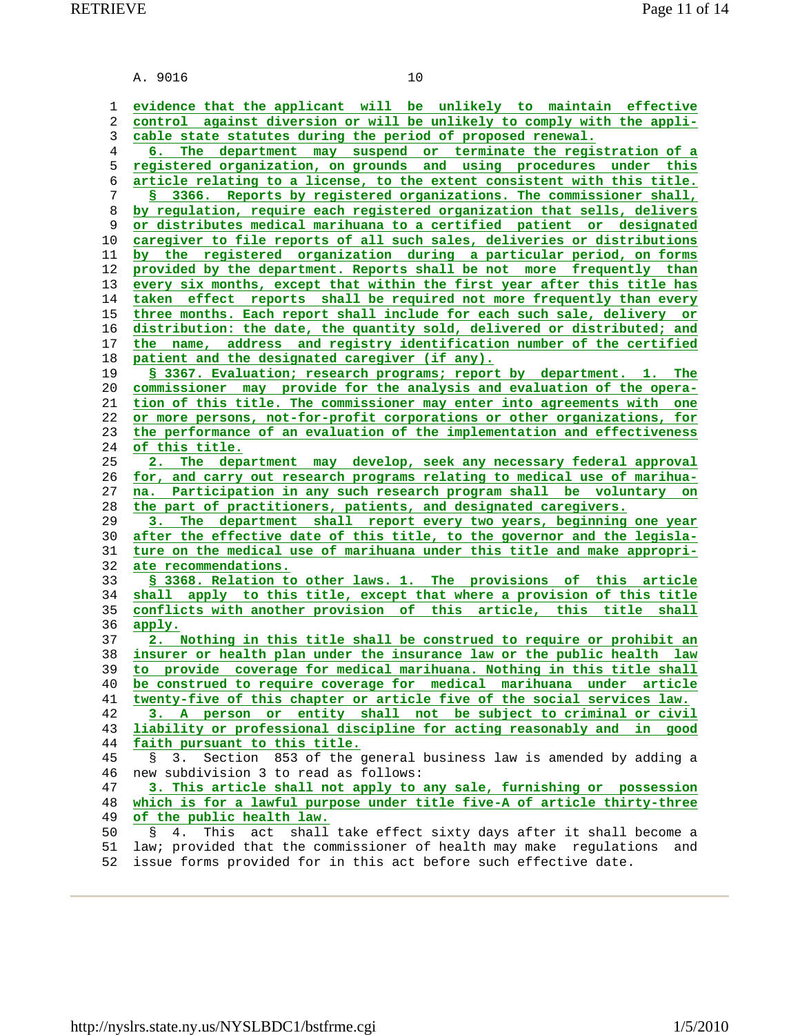A. 9016 10

evidence that the applicant will be unlikely to maintain effective control against diversion or will be unlikely to comply with the applicable state statutes during the period of proposed renewal.

6. The department may suspend or terminate the registration of a registered organization, on grounds and using procedures under this article relating to a license, to the extent consistent with this title.

§ 3366. Reports by registered organizations. The commissioner shall, by regulation, require each registered organization that sells, delivers or distributes medical marihuana to a certified patient or designated caregiver to file reports of all such sales, deliveries or distributions by the registered organization during a particular period, on forms provided by the department. Reports shall be not more frequently than every six months, except that within the first year after this title has taken effect reports shall be required not more frequently than every three months. Each report shall include for each such sale, delivery or distribution: the date, the quantity sold, delivered or distributed; and the name, address and registry identification number of the certified patient and the designated caregiver (if any).

§ 3367. Evaluation; research programs; report by department. 1. The commissioner may provide for the analysis and evaluation of the operation of this title. The commissioner may enter into agreements with one or more persons, not-for-profit corporations or other organizations, for the performance of an evaluation of the implementation and effectiveness of this title.

2. The department may develop, seek any necessary federal approval for, and carry out research programs relating to medical use of marihuana. Participation in any such research program shall be voluntary on the part of practitioners, patients, and designated caregivers.

3. The department shall report every two years, beginning one year after the effective date of this title, to the governor and the legislature on the medical use of marihuana under this title and make appropriate recommendations.

§ 3368. Relation to other laws. 1. The provisions of this article shall apply to this title, except that where a provision of this title conflicts with another provision of this article, this title shall apply.

2. Nothing in this title shall be construed to require or prohibit an insurer or health plan under the insurance law or the public health law to provide coverage for medical marihuana. Nothing in this title shall be construed to require coverage for medical marihuana under article twenty-five of this chapter or article five of the social services law.

3. A person or entity shall not be subject to criminal or civil liability or professional discipline for acting reasonably and in good faith pursuant to this title.

§ 3. Section 853 of the general business law is amended by adding a new subdivision 3 to read as follows:

3. This article shall not apply to any sale, furnishing or possession which is for a lawful purpose under title five-A of article thirty-three of the public health law.

§ 4. This act shall take effect sixty days after it shall become a law; provided that the commissioner of health may make regulations and issue forms provided for in this act before such effective date.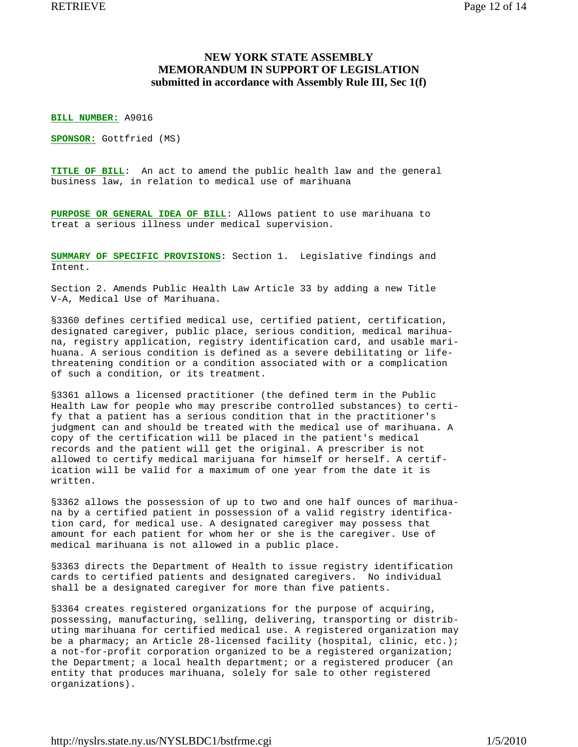# NEW YORK STATE ASSEMBLY
## MEMORANDUM IN SUPPORT OF LEGISLATION
### submitted in accordance with Assembly Rule III, Sec 1(f)

**BILL NUMBER:** A9016

**SPONSOR:** Gottfried (MS)

**TITLE OF BILL**: An act to amend the public health law and the general business law, in relation to medical use of marihuana

**PURPOSE OR GENERAL IDEA OF BILL**: Allows patient to use marihuana to treat a serious illness under medical supervision.

**SUMMARY OF SPECIFIC PROVISIONS**: Section 1. Legislative findings and Intent.

Section 2. Amends Public Health Law Article 33 by adding a new Title V-A, Medical Use of Marihuana.

§3360 defines certified medical use, certified patient, certification, designated caregiver, public place, serious condition, medical marihuana, registry application, registry identification card, and usable marihuana. A serious condition is defined as a severe debilitating or life-threatening condition or a condition associated with or a complication of such a condition, or its treatment.

§3361 allows a licensed practitioner (the defined term in the Public Health Law for people who may prescribe controlled substances) to certify that a patient has a serious condition that in the practitioner's judgment can and should be treated with the medical use of marihuana. A copy of the certification will be placed in the patient's medical records and the patient will get the original. A prescriber is not allowed to certify medical marijuana for himself or herself. A certification will be valid for a maximum of one year from the date it is written.

§3362 allows the possession of up to two and one half ounces of marihuana by a certified patient in possession of a valid registry identification card, for medical use. A designated caregiver may possess that amount for each patient for whom her or she is the caregiver. Use of medical marihuana is not allowed in a public place.

§3363 directs the Department of Health to issue registry identification cards to certified patients and designated caregivers. No individual shall be a designated caregiver for more than five patients.

§3364 creates registered organizations for the purpose of acquiring, possessing, manufacturing, selling, delivering, transporting or distributing marihuana for certified medical use. A registered organization may be a pharmacy; an Article 28-licensed facility (hospital, clinic, etc.); a not-for-profit corporation organized to be a registered organization; the Department; a local health department; or a registered producer (an entity that produces marihuana, solely for sale to other registered organizations).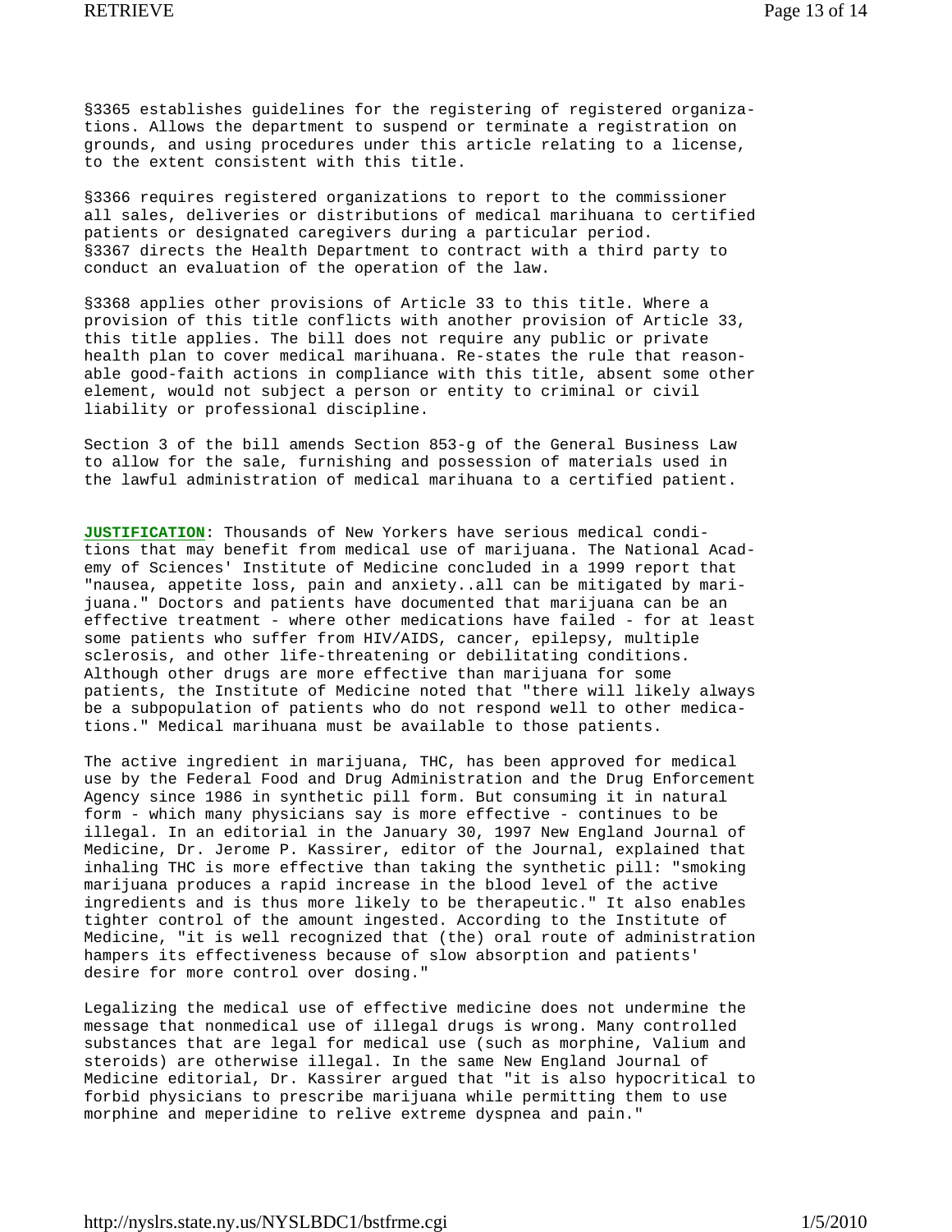§3365 establishes guidelines for the registering of registered organizations. Allows the department to suspend or terminate a registration on grounds, and using procedures under this article relating to a license, to the extent consistent with this title.

§3366 requires registered organizations to report to the commissioner all sales, deliveries or distributions of medical marihuana to certified patients or designated caregivers during a particular period.
§3367 directs the Health Department to contract with a third party to conduct an evaluation of the operation of the law.

§3368 applies other provisions of Article 33 to this title. Where a provision of this title conflicts with another provision of Article 33, this title applies. The bill does not require any public or private health plan to cover medical marihuana. Re-states the rule that reasonable good-faith actions in compliance with this title, absent some other element, would not subject a person or entity to criminal or civil liability or professional discipline.

Section 3 of the bill amends Section 853-g of the General Business Law to allow for the sale, furnishing and possession of materials used in the lawful administration of medical marihuana to a certified patient.

**JUSTIFICATION**: Thousands of New Yorkers have serious medical conditions that may benefit from medical use of marijuana. The National Academy of Sciences' Institute of Medicine concluded in a 1999 report that "nausea, appetite loss, pain and anxiety..all can be mitigated by marijuana." Doctors and patients have documented that marijuana can be an effective treatment - where other medications have failed - for at least some patients who suffer from HIV/AIDS, cancer, epilepsy, multiple sclerosis, and other life-threatening or debilitating conditions. Although other drugs are more effective than marijuana for some patients, the Institute of Medicine noted that "there will likely always be a subpopulation of patients who do not respond well to other medications." Medical marihuana must be available to those patients.

The active ingredient in marijuana, THC, has been approved for medical use by the Federal Food and Drug Administration and the Drug Enforcement Agency since 1986 in synthetic pill form. But consuming it in natural form - which many physicians say is more effective - continues to be illegal. In an editorial in the January 30, 1997 New England Journal of Medicine, Dr. Jerome P. Kassirer, editor of the Journal, explained that inhaling THC is more effective than taking the synthetic pill: "smoking marijuana produces a rapid increase in the blood level of the active ingredients and is thus more likely to be therapeutic." It also enables tighter control of the amount ingested. According to the Institute of Medicine, "it is well recognized that (the) oral route of administration hampers its effectiveness because of slow absorption and patients' desire for more control over dosing."

Legalizing the medical use of effective medicine does not undermine the message that nonmedical use of illegal drugs is wrong. Many controlled substances that are legal for medical use (such as morphine, Valium and steroids) are otherwise illegal. In the same New England Journal of Medicine editorial, Dr. Kassirer argued that "it is also hypocritical to forbid physicians to prescribe marijuana while permitting them to use morphine and meperidine to relive extreme dyspnea and pain."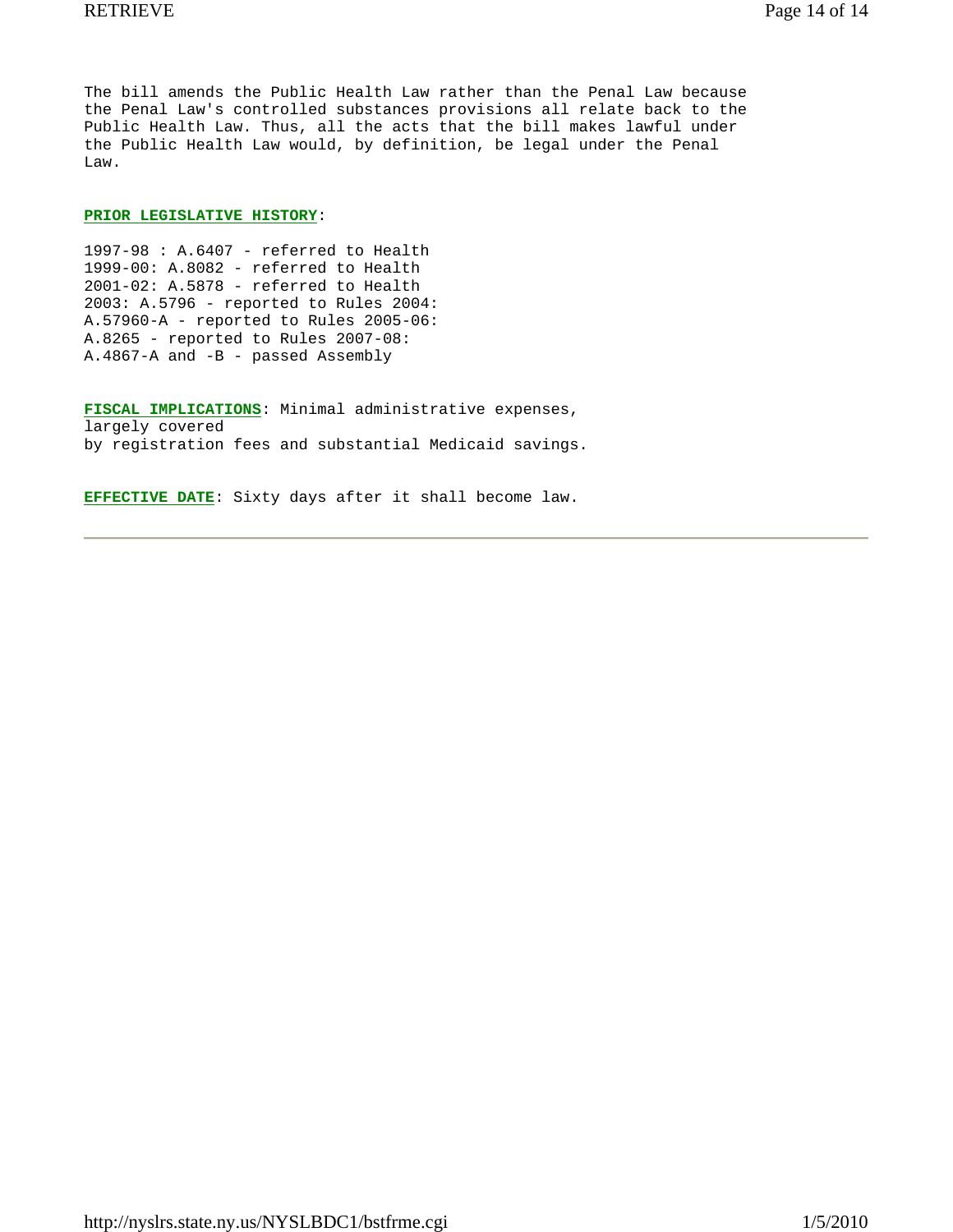The bill amends the Public Health Law rather than the Penal Law because the Penal Law's controlled substances provisions all relate back to the Public Health Law. Thus, all the acts that the bill makes lawful under the Public Health Law would, by definition, be legal under the Penal Law.

**PRIOR LEGISLATIVE HISTORY**:

1997-98 : A.6407 - referred to Health
1999-00: A.8082 - referred to Health
2001-02: A.5878 - referred to Health
2003: A.5796 - reported to Rules 2004:
A.57960-A - reported to Rules 2005-06:
A.8265 - reported to Rules 2007-08:
A.4867-A and -B - passed Assembly

**FISCAL IMPLICATIONS**: Minimal administrative expenses, largely covered by registration fees and substantial Medicaid savings.

**EFFECTIVE DATE**: Sixty days after it shall become law.